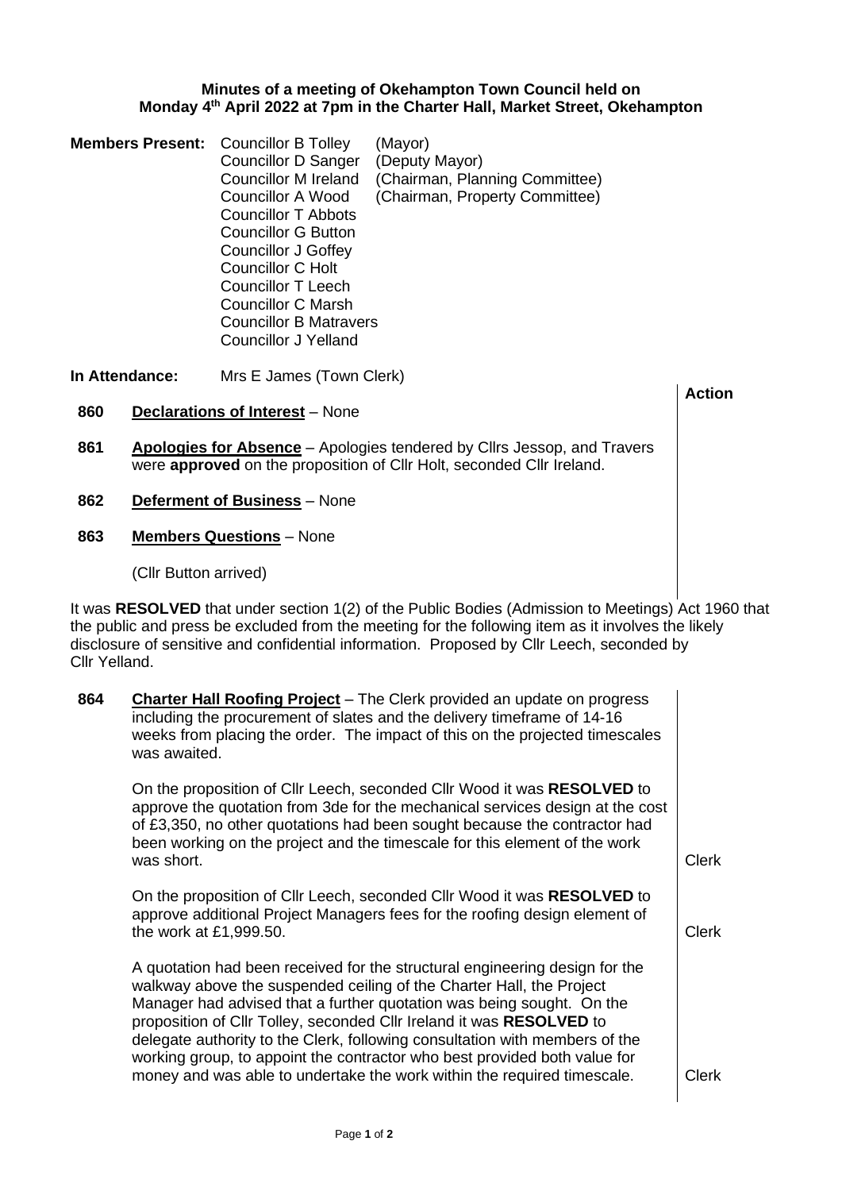**Minutes of a meeting of Okehampton Town Council held on Monday 4th April 2022 at 7pm in the Charter Hall, Market Street, Okehampton**

**Members Present:**

| | |
|---|---|
| Councillor B Tolley | (Mayor) |
| Councillor D Sanger | (Deputy Mayor) |
| Councillor M Ireland | (Chairman, Planning Committee) |
| Councillor A Wood | (Chairman, Property Committee) |
| Councillor T Abbots | |
| Councillor G Button | |
| Councillor J Goffey | |
| Councillor C Holt | |
| Councillor T Leech | |
| Councillor C Marsh | |
| Councillor B Matravers | |
| Councillor J Yelland | |

**In Attendance:** Mrs E James (Town Clerk)

| | | **Action** |
|---|---|---|
| **860** | **Declarations of Interest** – None | |
| **861** | **Apologies for Absence** – Apologies tendered by Cllrs Jessop, and Travers were **approved** on the proposition of Cllr Holt, seconded Cllr Ireland. | |
| **862** | **Deferment of Business** – None | |
| **863** | **Members Questions** – None | |
| | (Cllr Button arrived) | |

It was **RESOLVED** that under section 1(2) of the Public Bodies (Admission to Meetings) Act 1960 that the public and press be excluded from the meeting for the following item as it involves the likely disclosure of sensitive and confidential information. Proposed by Cllr Leech, seconded by Cllr Yelland.

| | | |
|---|---|---|
| **864** | **Charter Hall Roofing Project** – The Clerk provided an update on progress including the procurement of slates and the delivery timeframe of 14-16 weeks from placing the order. The impact of this on the projected timescales was awaited. | |
| | On the proposition of Cllr Leech, seconded Cllr Wood it was **RESOLVED** to approve the quotation from 3de for the mechanical services design at the cost of £3,350, no other quotations had been sought because the contractor had been working on the project and the timescale for this element of the work was short. | Clerk |
| | On the proposition of Cllr Leech, seconded Cllr Wood it was **RESOLVED** to approve additional Project Managers fees for the roofing design element of the work at £1,999.50. | Clerk |
| | A quotation had been received for the structural engineering design for the walkway above the suspended ceiling of the Charter Hall, the Project Manager had advised that a further quotation was being sought. On the proposition of Cllr Tolley, seconded Cllr Ireland it was **RESOLVED** to delegate authority to the Clerk, following consultation with members of the working group, to appoint the contractor who best provided both value for money and was able to undertake the work within the required timescale. | Clerk |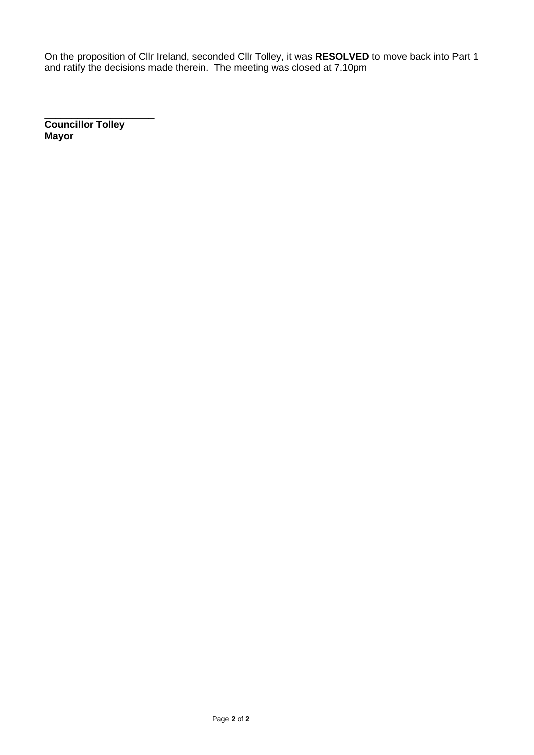On the proposition of Cllr Ireland, seconded Cllr Tolley, it was **RESOLVED** to move back into Part 1 and ratify the decisions made therein. The meeting was closed at 7.10pm

____________________

**Councillor Tolley**
**Mayor**